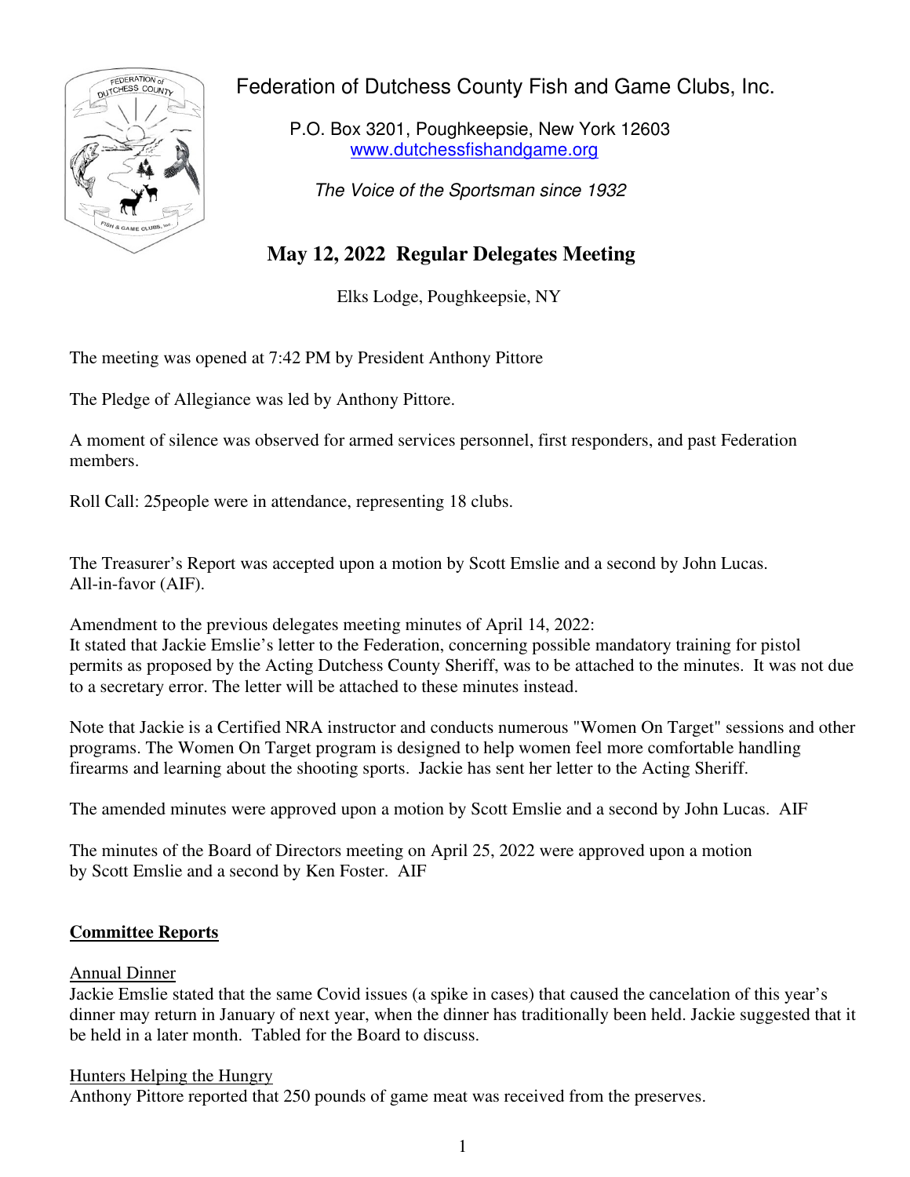# Federation of Dutchess County Fish and Game Clubs, Inc.

P.O. Box 3201, Poughkeepsie, New York 12603
www.dutchessfishandgame.org

*The Voice of the Sportsman since 1932*

## May 12, 2022 Regular Delegates Meeting

Elks Lodge, Poughkeepsie, NY

The meeting was opened at 7:42 PM by President Anthony Pittore

The Pledge of Allegiance was led by Anthony Pittore.

A moment of silence was observed for armed services personnel, first responders, and past Federation members.

Roll Call: 25people were in attendance, representing 18 clubs.

The Treasurer's Report was accepted upon a motion by Scott Emslie and a second by John Lucas. All-in-favor (AIF).

Amendment to the previous delegates meeting minutes of April 14, 2022:
It stated that Jackie Emslie's letter to the Federation, concerning possible mandatory training for pistol permits as proposed by the Acting Dutchess County Sheriff, was to be attached to the minutes. It was not due to a secretary error. The letter will be attached to these minutes instead.

Note that Jackie is a Certified NRA instructor and conducts numerous "Women On Target" sessions and other programs. The Women On Target program is designed to help women feel more comfortable handling firearms and learning about the shooting sports. Jackie has sent her letter to the Acting Sheriff.

The amended minutes were approved upon a motion by Scott Emslie and a second by John Lucas. AIF

The minutes of the Board of Directors meeting on April 25, 2022 were approved upon a motion by Scott Emslie and a second by Ken Foster. AIF

### Committee Reports

Annual Dinner
Jackie Emslie stated that the same Covid issues (a spike in cases) that caused the cancelation of this year's dinner may return in January of next year, when the dinner has traditionally been held. Jackie suggested that it be held in a later month. Tabled for the Board to discuss.

Hunters Helping the Hungry
Anthony Pittore reported that 250 pounds of game meat was received from the preserves.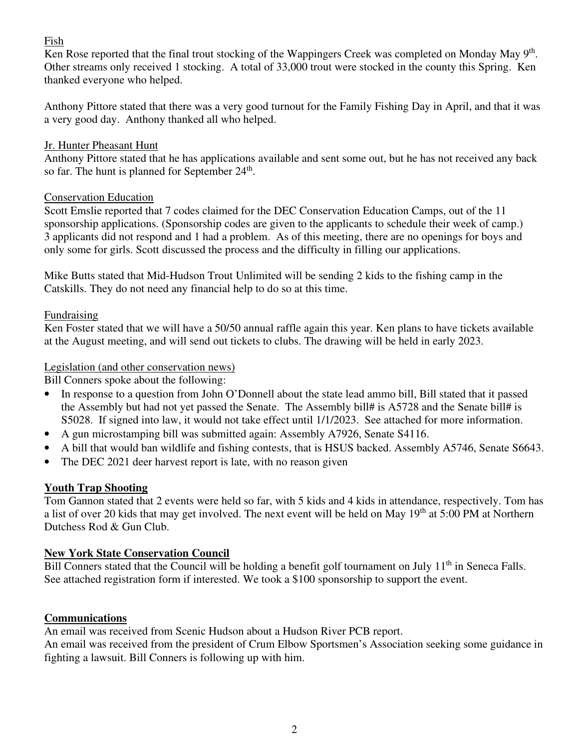Fish

Ken Rose reported that the final trout stocking of the Wappingers Creek was completed on Monday May 9th. Other streams only received 1 stocking. A total of 33,000 trout were stocked in the county this Spring. Ken thanked everyone who helped.

Anthony Pittore stated that there was a very good turnout for the Family Fishing Day in April, and that it was a very good day. Anthony thanked all who helped.

Jr. Hunter Pheasant Hunt

Anthony Pittore stated that he has applications available and sent some out, but he has not received any back so far. The hunt is planned for September 24th.

Conservation Education

Scott Emslie reported that 7 codes claimed for the DEC Conservation Education Camps, out of the 11 sponsorship applications. (Sponsorship codes are given to the applicants to schedule their week of camp.) 3 applicants did not respond and 1 had a problem. As of this meeting, there are no openings for boys and only some for girls. Scott discussed the process and the difficulty in filling our applications.

Mike Butts stated that Mid-Hudson Trout Unlimited will be sending 2 kids to the fishing camp in the Catskills. They do not need any financial help to do so at this time.

Fundraising

Ken Foster stated that we will have a 50/50 annual raffle again this year. Ken plans to have tickets available at the August meeting, and will send out tickets to clubs. The drawing will be held in early 2023.

Legislation (and other conservation news)

Bill Conners spoke about the following:

- In response to a question from John O'Donnell about the state lead ammo bill, Bill stated that it passed the Assembly but had not yet passed the Senate. The Assembly bill# is A5728 and the Senate bill# is S5028. If signed into law, it would not take effect until 1/1/2023. See attached for more information.
- A gun microstamping bill was submitted again: Assembly A7926, Senate S4116.
- A bill that would ban wildlife and fishing contests, that is HSUS backed. Assembly A5746, Senate S6643.
- The DEC 2021 deer harvest report is late, with no reason given

**Youth Trap Shooting**

Tom Gannon stated that 2 events were held so far, with 5 kids and 4 kids in attendance, respectively. Tom has a list of over 20 kids that may get involved. The next event will be held on May 19th at 5:00 PM at Northern Dutchess Rod & Gun Club.

**New York State Conservation Council**

Bill Conners stated that the Council will be holding a benefit golf tournament on July 11th in Seneca Falls. See attached registration form if interested. We took a $100 sponsorship to support the event.

**Communications**

An email was received from Scenic Hudson about a Hudson River PCB report.
An email was received from the president of Crum Elbow Sportsmen's Association seeking some guidance in fighting a lawsuit. Bill Conners is following up with him.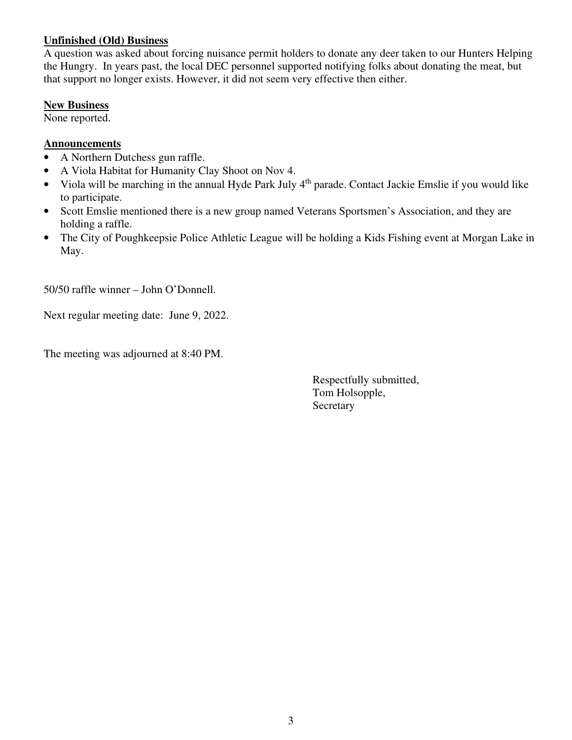**Unfinished (Old) Business**

A question was asked about forcing nuisance permit holders to donate any deer taken to our Hunters Helping the Hungry. In years past, the local DEC personnel supported notifying folks about donating the meat, but that support no longer exists. However, it did not seem very effective then either.

**New Business**

None reported.

**Announcements**

- A Northern Dutchess gun raffle.
- A Viola Habitat for Humanity Clay Shoot on Nov 4.
- Viola will be marching in the annual Hyde Park July 4th parade. Contact Jackie Emslie if you would like to participate.
- Scott Emslie mentioned there is a new group named Veterans Sportsmen's Association, and they are holding a raffle.
- The City of Poughkeepsie Police Athletic League will be holding a Kids Fishing event at Morgan Lake in May.

50/50 raffle winner – John O'Donnell.

Next regular meeting date: June 9, 2022.

The meeting was adjourned at 8:40 PM.

Respectfully submitted,
Tom Holsopple,
Secretary